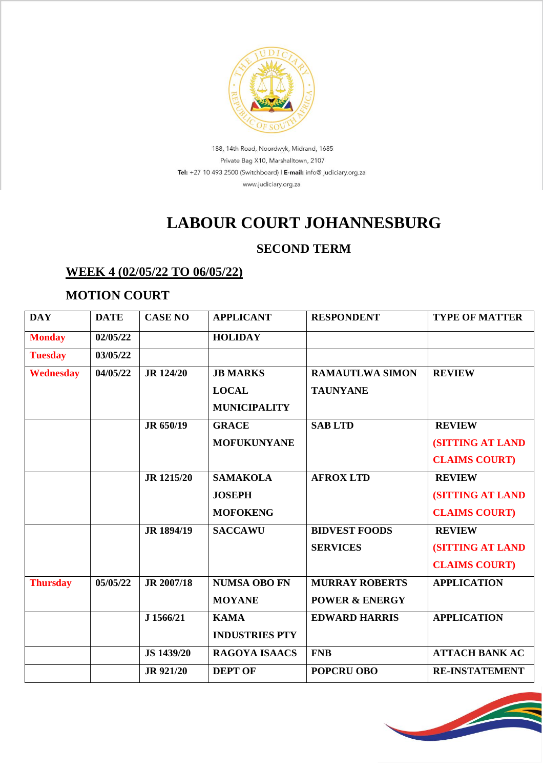188, 14th Road, Noordwyk, Midrand, 1685
Private Bag X10, Marshalltown, 2107
**Tel:** +27 10 493 2500 (Switchboard) | **E-mail:** info@ judiciary.org.za
www.judiciary.org.za

# LABOUR COURT JOHANNESBURG

## SECOND TERM

### WEEK 4 (02/05/22 TO 06/05/22)

### MOTION COURT

| DAY | DATE | CASE NO | APPLICANT | RESPONDENT | TYPE OF MATTER |
|---|---|---|---|---|---|
| Monday | 02/05/22 | | HOLIDAY | | |
| Tuesday | 03/05/22 | | | | |
| Wednesday | 04/05/22 | JR 124/20 | JB MARKS LOCAL MUNICIPALITY | RAMAUTLWA SIMON TAUNYANE | REVIEW |
| | | JR 650/19 | GRACE MOFUKUNYANE | SAB LTD | REVIEW (SITTING AT LAND CLAIMS COURT) |
| | | JR 1215/20 | SAMAKOLA JOSEPH MOFOKENG | AFROX LTD | REVIEW (SITTING AT LAND CLAIMS COURT) |
| | | JR 1894/19 | SACCAWU | BIDVEST FOODS SERVICES | REVIEW (SITTING AT LAND CLAIMS COURT) |
| Thursday | 05/05/22 | JR 2007/18 | NUMSA OBO FN MOYANE | MURRAY ROBERTS POWER & ENERGY | APPLICATION |
| | | J 1566/21 | KAMA INDUSTRIES PTY | EDWARD HARRIS | APPLICATION |
| | | JS 1439/20 | RAGOYA ISAACS | FNB | ATTACH BANK AC |
| | | JR 921/20 | DEPT OF | POPCRU OBO | RE-INSTATEMENT |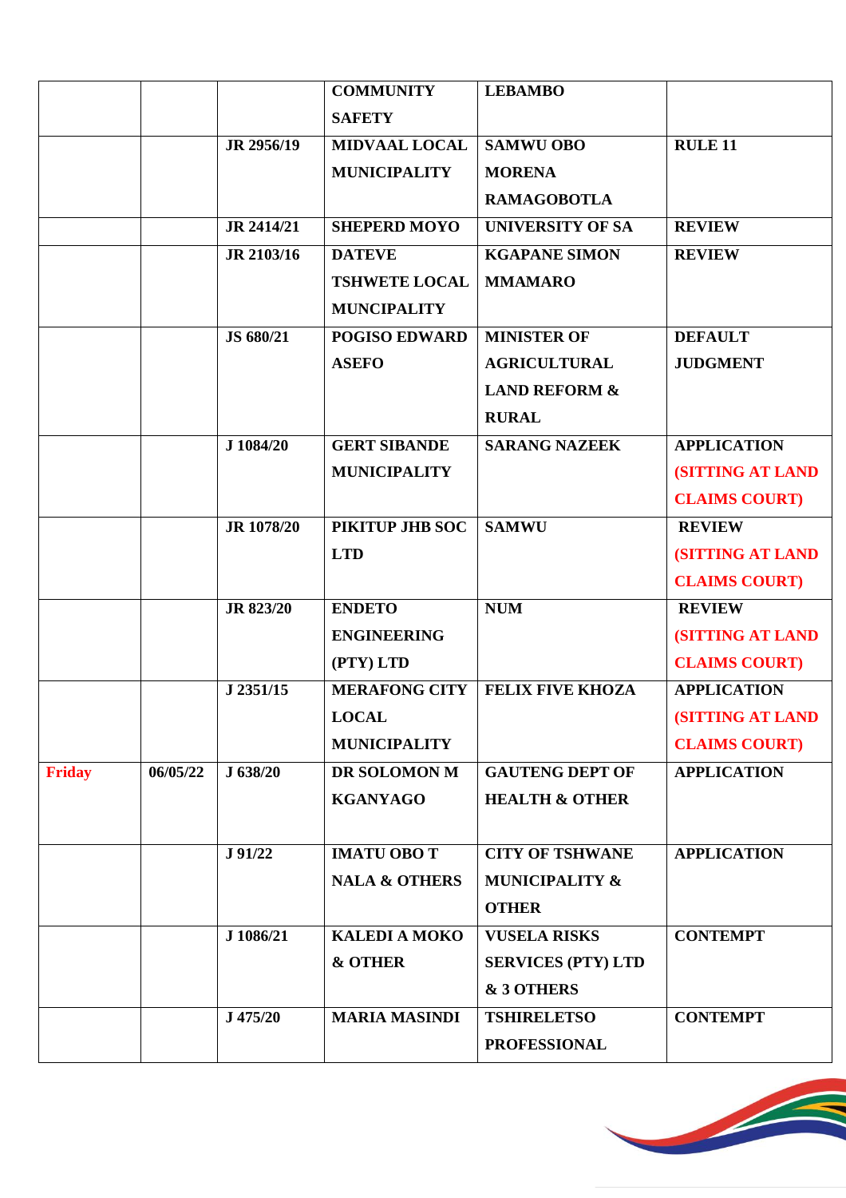| | | | | | |
|---|---|---|---|---|---|
| | | | **COMMUNITY SAFETY** | **LEBAMBO** | |
| | | **JR 2956/19** | **MIDVAAL LOCAL MUNICIPALITY** | **SAMWU OBO MORENA RAMAGOBOTLA** | **RULE 11** |
| | | **JR 2414/21** | **SHEPERD MOYO** | **UNIVERSITY OF SA** | **REVIEW** |
| | | **JR 2103/16** | **DATEVE TSHWETE LOCAL MUNCIPALITY** | **KGAPANE SIMON MMAMARO** | **REVIEW** |
| | | **JS 680/21** | **POGISO EDWARD ASEFO** | **MINISTER OF AGRICULTURAL LAND REFORM & RURAL** | **DEFAULT JUDGMENT** |
| | | **J 1084/20** | **GERT SIBANDE MUNICIPALITY** | **SARANG NAZEEK** | **APPLICATION (SITTING AT LAND CLAIMS COURT)** |
| | | **JR 1078/20** | **PIKITUP JHB SOC LTD** | **SAMWU** | **REVIEW (SITTING AT LAND CLAIMS COURT)** |
| | | **JR 823/20** | **ENDETO ENGINEERING (PTY) LTD** | **NUM** | **REVIEW (SITTING AT LAND CLAIMS COURT)** |
| | | **J 2351/15** | **MERAFONG CITY LOCAL MUNICIPALITY** | **FELIX FIVE KHOZA** | **APPLICATION (SITTING AT LAND CLAIMS COURT)** |
| **Friday** | **06/05/22** | **J 638/20** | **DR SOLOMON M KGANYAGO** | **GAUTENG DEPT OF HEALTH & OTHER** | **APPLICATION** |
| | | **J 91/22** | **IMATU OBO T NALA & OTHERS** | **CITY OF TSHWANE MUNICIPALITY & OTHER** | **APPLICATION** |
| | | **J 1086/21** | **KALEDI A MOKO & OTHER** | **VUSELA RISKS SERVICES (PTY) LTD & 3 OTHERS** | **CONTEMPT** |
| | | **J 475/20** | **MARIA MASINDI** | **TSHIRELETSO PROFESSIONAL** | **CONTEMPT** |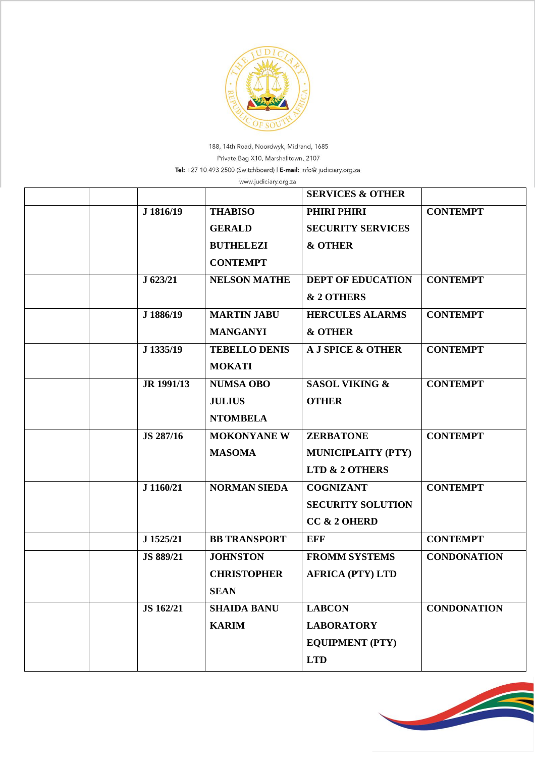| | | | | | |
|---|---|---|---|---|---|
| | | | | SERVICES & OTHER | |
| | | J 1816/19 | THABISO GERALD BUTHELEZI CONTEMPT | PHIRI PHIRI SECURITY SERVICES & OTHER | CONTEMPT |
| | | J 623/21 | NELSON MATHE | DEPT OF EDUCATION & 2 OTHERS | CONTEMPT |
| | | J 1886/19 | MARTIN JABU MANGANYI | HERCULES ALARMS & OTHER | CONTEMPT |
| | | J 1335/19 | TEBELLO DENIS MOKATI | A J SPICE & OTHER | CONTEMPT |
| | | JR 1991/13 | NUMSA OBO JULIUS NTOMBELA | SASOL VIKING & OTHER | CONTEMPT |
| | | JS 287/16 | MOKONYANE W MASOMA | ZERBATONE MUNICIPLAITY (PTY) LTD & 2 OTHERS | CONTEMPT |
| | | J 1160/21 | NORMAN SIEDA | COGNIZANT SECURITY SOLUTION CC & 2 OHERD | CONTEMPT |
| | | J 1525/21 | BB TRANSPORT | EFF | CONTEMPT |
| | | JS 889/21 | JOHNSTON CHRISTOPHER SEAN | FROMM SYSTEMS AFRICA (PTY) LTD | CONDONATION |
| | | JS 162/21 | SHAIDA BANU KARIM | LABCON LABORATORY EQUIPMENT (PTY) LTD | CONDONATION |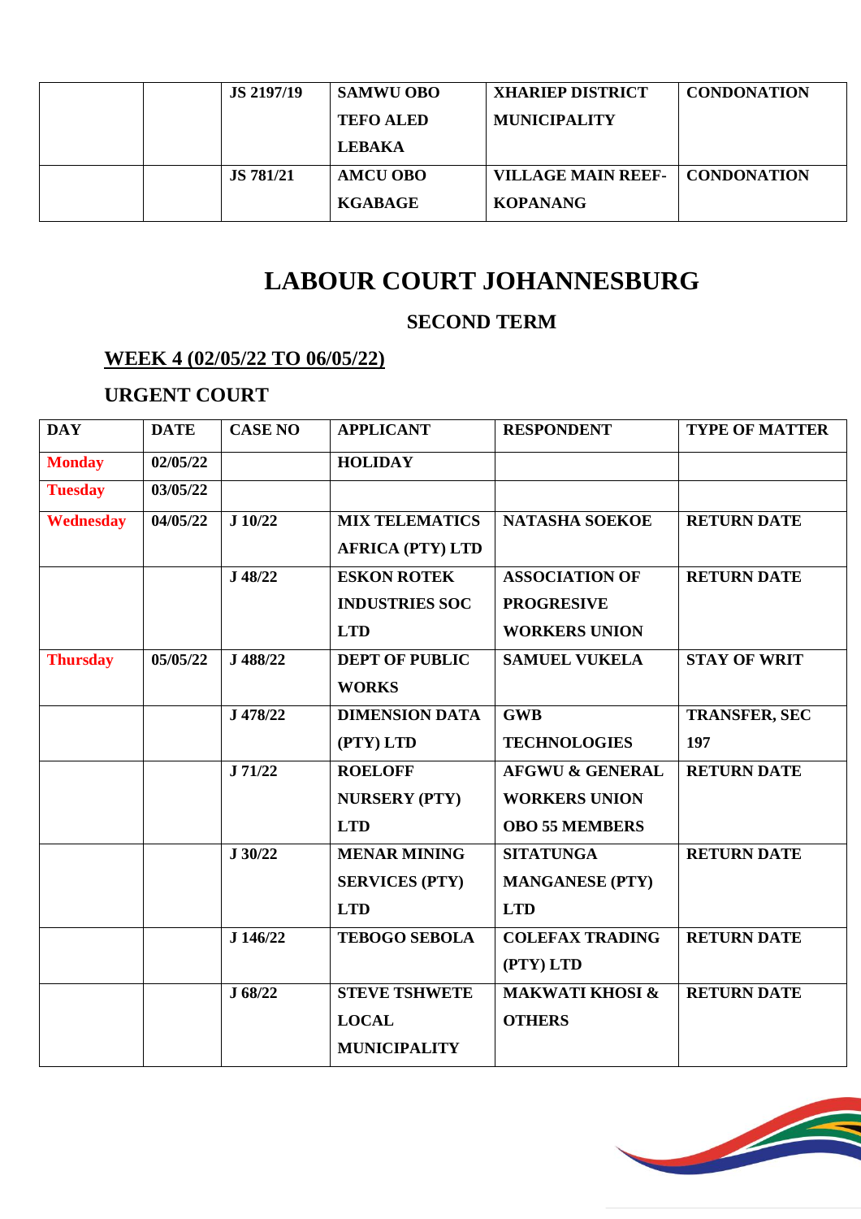|  |  | JS 2197/19 | SAMWU OBO TEFO ALED LEBAKA | XHARIEP DISTRICT MUNICIPALITY | CONDONATION |
|---|---|---|---|---|---|
|  |  | JS 781/21 | AMCU OBO KGABAGE | VILLAGE MAIN REEF-KOPANANG | CONDONATION |

# LABOUR COURT JOHANNESBURG

## SECOND TERM

### WEEK 4 (02/05/22 TO 06/05/22)

### URGENT COURT

| DAY | DATE | CASE NO | APPLICANT | RESPONDENT | TYPE OF MATTER |
|---|---|---|---|---|---|
| Monday | 02/05/22 |  | HOLIDAY |  |  |
| Tuesday | 03/05/22 |  |  |  |  |
| Wednesday | 04/05/22 | J 10/22 | MIX TELEMATICS AFRICA (PTY) LTD | NATASHA SOEKOE | RETURN DATE |
|  |  | J 48/22 | ESKON ROTEK INDUSTRIES SOC LTD | ASSOCIATION OF PROGRESIVE WORKERS UNION | RETURN DATE |
| Thursday | 05/05/22 | J 488/22 | DEPT OF PUBLIC WORKS | SAMUEL VUKELA | STAY OF WRIT |
|  |  | J 478/22 | DIMENSION DATA (PTY) LTD | GWB TECHNOLOGIES | TRANSFER, SEC 197 |
|  |  | J 71/22 | ROELOFF NURSERY (PTY) LTD | AFGWU & GENERAL WORKERS UNION OBO 55 MEMBERS | RETURN DATE |
|  |  | J 30/22 | MENAR MINING SERVICES (PTY) LTD | SITATUNGA MANGANESE (PTY) LTD | RETURN DATE |
|  |  | J 146/22 | TEBOGO SEBOLA | COLEFAX TRADING (PTY) LTD | RETURN DATE |
|  |  | J 68/22 | STEVE TSHWETE LOCAL MUNICIPALITY | MAKWATI KHOSI & OTHERS | RETURN DATE |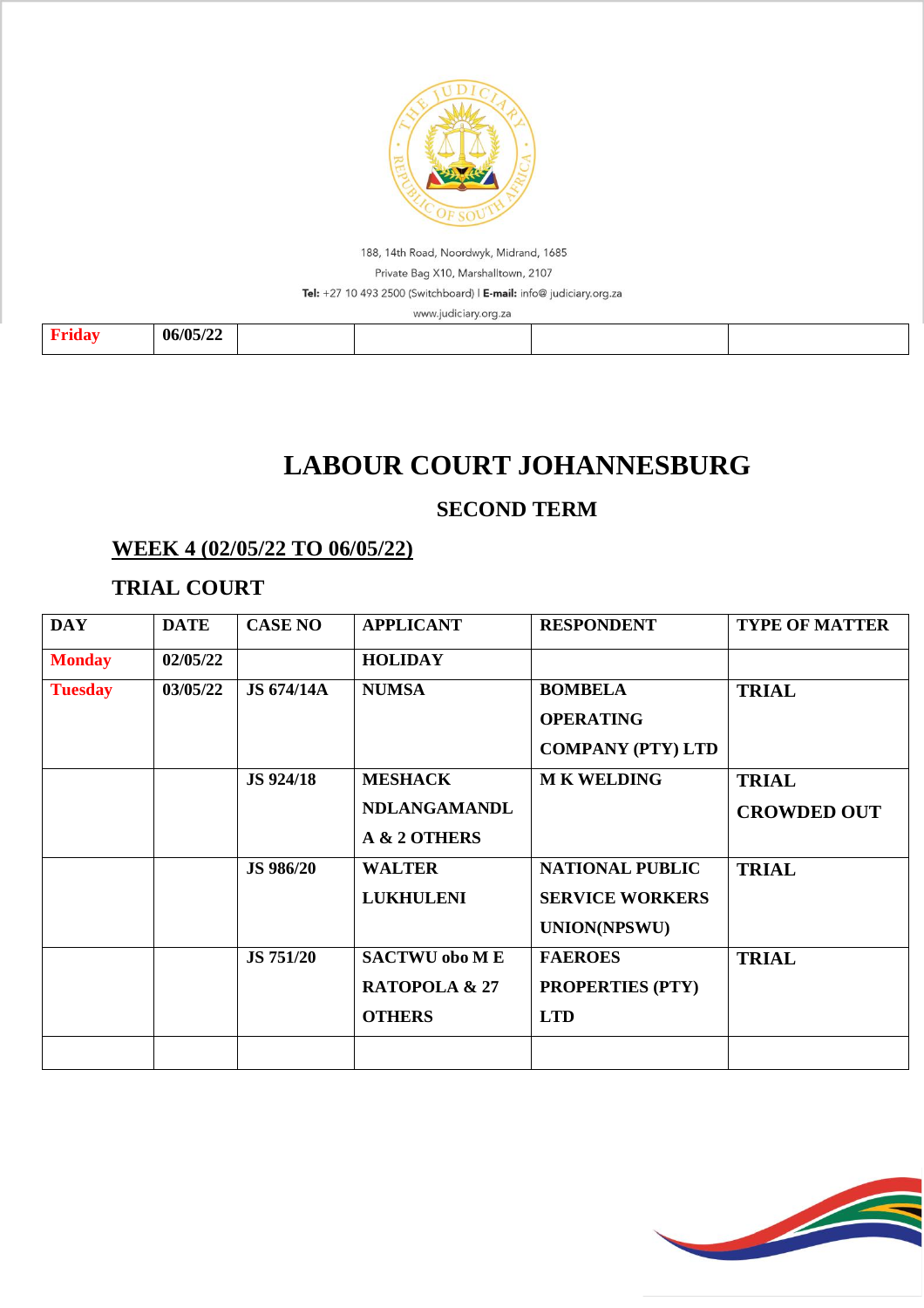188, 14th Road, Noordwyk, Midrand, 1685

Private Bag X10, Marshalltown, 2107

**Tel:** +27 10 493 2500 (Switchboard) | **E-mail:** info@ judiciary.org.za

www.judiciary.org.za

| | | | | | |
|---|---|---|---|---|---|
| Friday | 06/05/22 | | | | |

# LABOUR COURT JOHANNESBURG

## SECOND TERM

### WEEK 4 (02/05/22 TO 06/05/22)

### TRIAL COURT

| DAY | DATE | CASE NO | APPLICANT | RESPONDENT | TYPE OF MATTER |
|---|---|---|---|---|---|
| Monday | 02/05/22 | | HOLIDAY | | |
| Tuesday | 03/05/22 | JS 674/14A | NUMSA | BOMBELA OPERATING COMPANY (PTY) LTD | TRIAL |
| | | JS 924/18 | MESHACK NDLANGAMANDLA & 2 OTHERS | M K WELDING | TRIAL CROWDED OUT |
| | | JS 986/20 | WALTER LUKHULENI | NATIONAL PUBLIC SERVICE WORKERS UNION(NPSWU) | TRIAL |
| | | JS 751/20 | SACTWU obo M E RATOPOLA & 27 OTHERS | FAEROES PROPERTIES (PTY) LTD | TRIAL |
| | | | | | |